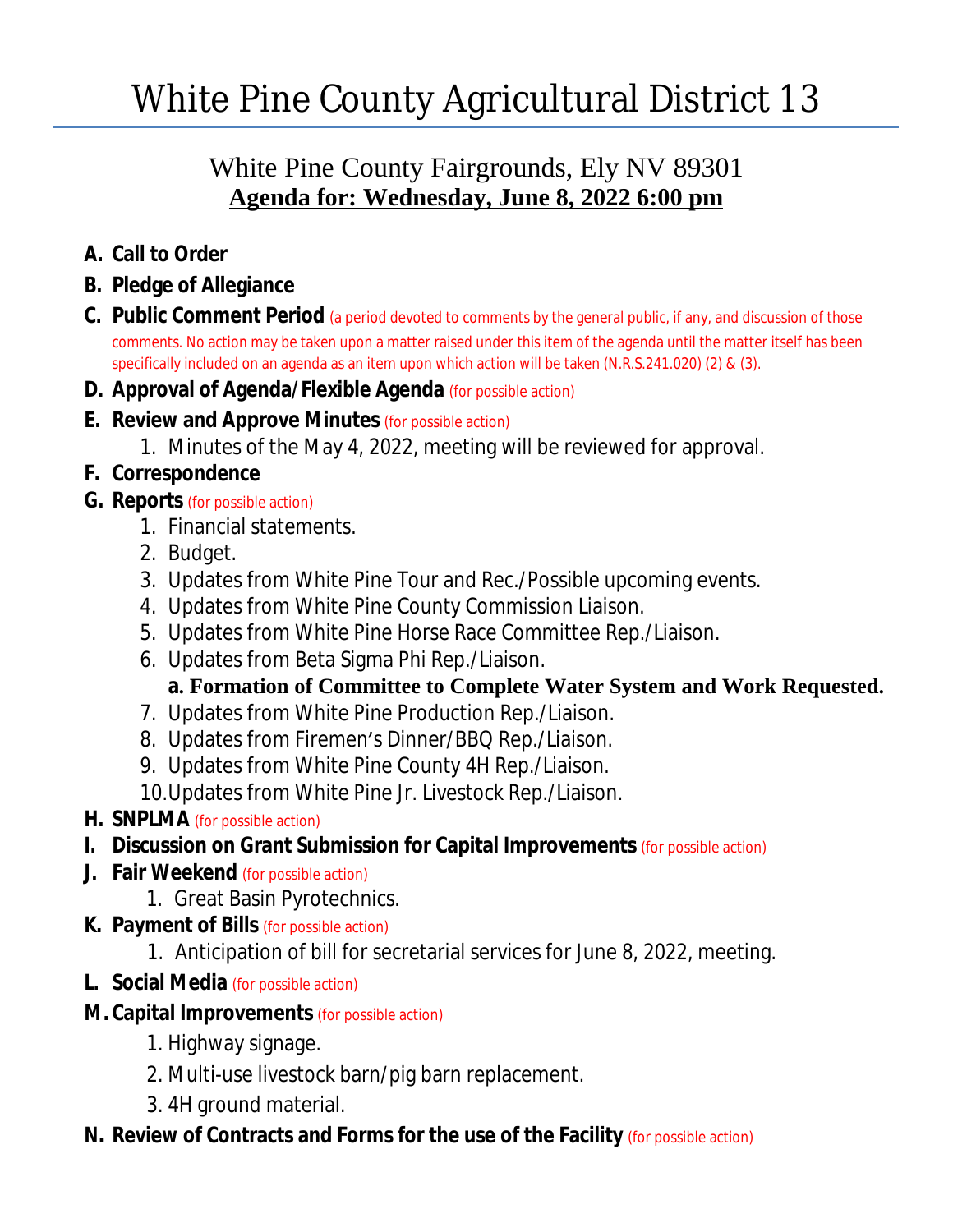# White Pine County Agricultural District 13

## White Pine County Fairgrounds, Ely NV 89301

**Agenda for: Wednesday, June 8, 2022 6:00 pm**

A. **Call to Order**

B. **Pledge of Allegiance**

C. **Public Comment Period** (a period devoted to comments by the general public, if any, and discussion of those comments. No action may be taken upon a matter raised under this item of the agenda until the matter itself has been specifically included on an agenda as an item upon which action will be taken (N.R.S.241.020) (2) & (3).

D. **Approval of Agenda/Flexible Agenda** (for possible action)

E. **Review and Approve Minutes** (for possible action)
   1. Minutes of the May 4, 2022, meeting will be reviewed for approval.

F. **Correspondence**

G. **Reports** (for possible action)
   1. Financial statements.
   2. Budget.
   3. Updates from White Pine Tour and Rec./Possible upcoming events.
   4. Updates from White Pine County Commission Liaison.
   5. Updates from White Pine Horse Race Committee Rep./Liaison.
   6. Updates from Beta Sigma Phi Rep./Liaison.
      a. **Formation of Committee to Complete Water System and Work Requested.**
   7. Updates from White Pine Production Rep./Liaison.
   8. Updates from Firemen's Dinner/BBQ Rep./Liaison.
   9. Updates from White Pine County 4H Rep./Liaison.
   10. Updates from White Pine Jr. Livestock Rep./Liaison.

H. **SNPLMA** (for possible action)

I. **Discussion on Grant Submission for Capital Improvements** (for possible action)

J. **Fair Weekend** (for possible action)
   1. Great Basin Pyrotechnics.

K. **Payment of Bills** (for possible action)
   1. Anticipation of bill for secretarial services for June 8, 2022, meeting.

L. **Social Media** (for possible action)

M. **Capital Improvements** (for possible action)
   1. Highway signage.
   2. Multi-use livestock barn/pig barn replacement.
   3. 4H ground material.

N. **Review of Contracts and Forms for the use of the Facility** (for possible action)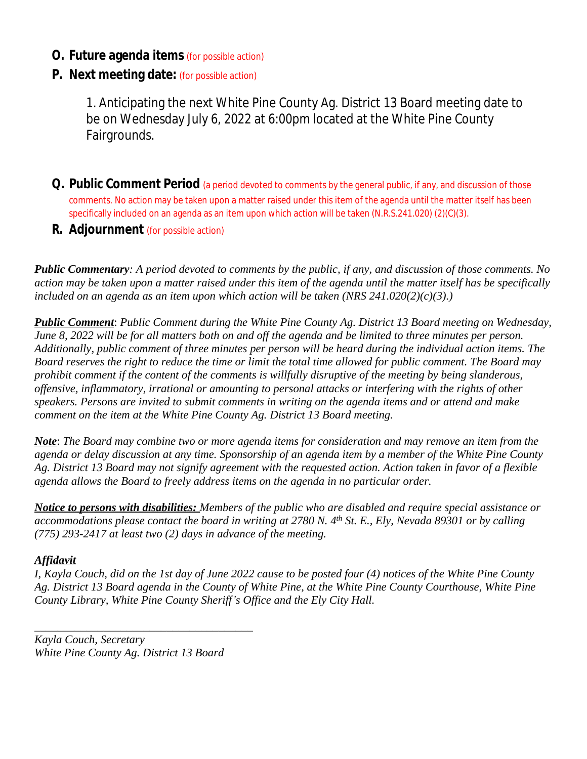**O. Future agenda items** (for possible action)

**P. Next meeting date:** (for possible action)

1. Anticipating the next White Pine County Ag. District 13 Board meeting date to be on Wednesday July 6, 2022 at 6:00pm located at the White Pine County Fairgrounds.

**Q. Public Comment Period** (a period devoted to comments by the general public, if any, and discussion of those comments. No action may be taken upon a matter raised under this item of the agenda until the matter itself has been specifically included on an agenda as an item upon which action will be taken (N.R.S.241.020) (2)(C)(3).

**R. Adjournment** (for possible action)

***Public Commentary***: *A period devoted to comments by the public, if any, and discussion of those comments. No action may be taken upon a matter raised under this item of the agenda until the matter itself has be specifically included on an agenda as an item upon which action will be taken (NRS 241.020(2)(c)(3).)*

***Public Comment***: *Public Comment during the White Pine County Ag. District 13 Board meeting on Wednesday, June 8, 2022 will be for all matters both on and off the agenda and be limited to three minutes per person. Additionally, public comment of three minutes per person will be heard during the individual action items. The Board reserves the right to reduce the time or limit the total time allowed for public comment. The Board may prohibit comment if the content of the comments is willfully disruptive of the meeting by being slanderous, offensive, inflammatory, irrational or amounting to personal attacks or interfering with the rights of other speakers. Persons are invited to submit comments in writing on the agenda items and or attend and make comment on the item at the White Pine County Ag. District 13 Board meeting.*

***Note***: *The Board may combine two or more agenda items for consideration and may remove an item from the agenda or delay discussion at any time. Sponsorship of an agenda item by a member of the White Pine County Ag. District 13 Board may not signify agreement with the requested action. Action taken in favor of a flexible agenda allows the Board to freely address items on the agenda in no particular order.*

***Notice to persons with disabilities:*** *Members of the public who are disabled and require special assistance or accommodations please contact the board in writing at 2780 N. 4th St. E., Ely, Nevada 89301 or by calling (775) 293-2417 at least two (2) days in advance of the meeting.*

***Affidavit***

*I, Kayla Couch, did on the 1st day of June 2022 cause to be posted four (4) notices of the White Pine County Ag. District 13 Board agenda in the County of White Pine, at the White Pine County Courthouse, White Pine County Library, White Pine County Sheriff's Office and the Ely City Hall.*

\_\_\_\_\_\_\_\_\_\_\_\_\_\_\_\_\_\_\_\_\_\_\_\_\_\_\_\_\_\_\_\_\_\_\_\_\_\_\_\_

*Kayla Couch, Secretary*
*White Pine County Ag. District 13 Board*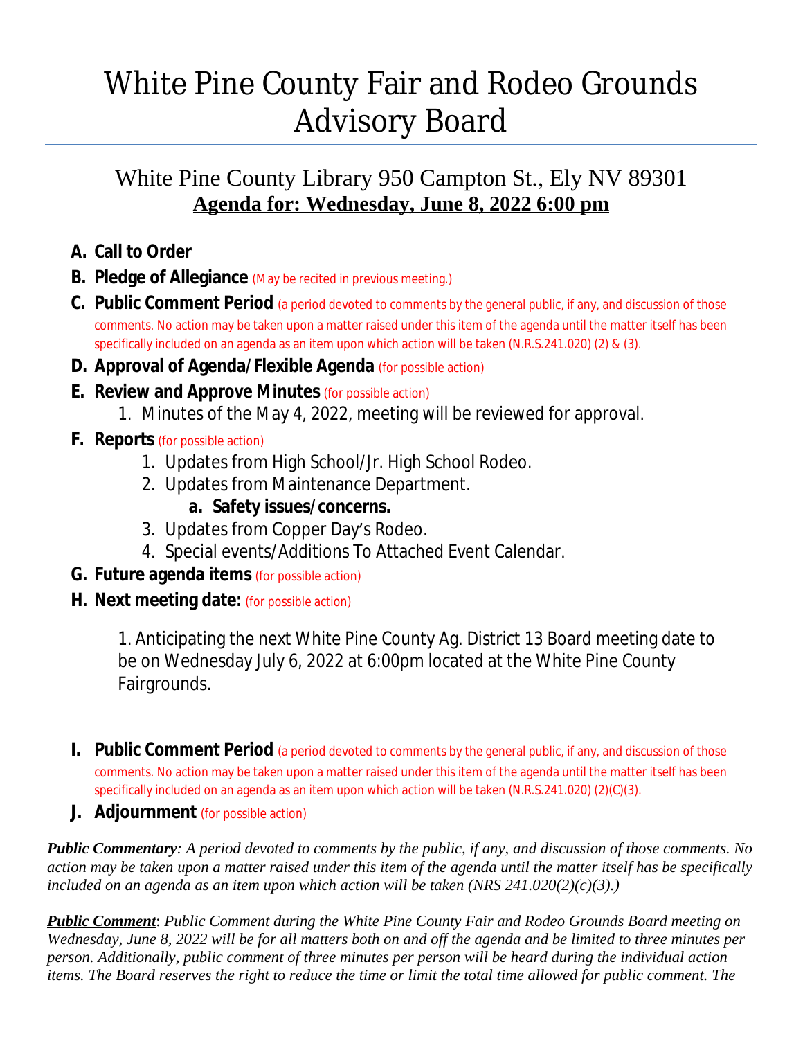# White Pine County Fair and Rodeo Grounds Advisory Board

## White Pine County Library 950 Campton St., Ely NV 89301

**Agenda for: Wednesday, June 8, 2022 6:00 pm**

- **A. Call to Order**
- **B. Pledge of Allegiance** (May be recited in previous meeting.)
- **C. Public Comment Period** (a period devoted to comments by the general public, if any, and discussion of those comments. No action may be taken upon a matter raised under this item of the agenda until the matter itself has been specifically included on an agenda as an item upon which action will be taken (N.R.S.241.020) (2) & (3).
- **D. Approval of Agenda/Flexible Agenda** (for possible action)
- **E. Review and Approve Minutes** (for possible action)
  1. Minutes of the May 4, 2022, meeting will be reviewed for approval.
- **F. Reports** (for possible action)
  1. Updates from High School/Jr. High School Rodeo.
  2. Updates from Maintenance Department.
     - **a. Safety issues/concerns.**
  3. Updates from Copper Day's Rodeo.
  4. Special events/Additions To Attached Event Calendar.
- **G. Future agenda items** (for possible action)
- **H. Next meeting date:** (for possible action)

  1. Anticipating the next White Pine County Ag. District 13 Board meeting date to be on Wednesday July 6, 2022 at 6:00pm located at the White Pine County Fairgrounds.

- **I. Public Comment Period** (a period devoted to comments by the general public, if any, and discussion of those comments. No action may be taken upon a matter raised under this item of the agenda until the matter itself has been specifically included on an agenda as an item upon which action will be taken (N.R.S.241.020) (2)(C)(3).
- **J. Adjournment** (for possible action)

***Public Commentary****: A period devoted to comments by the public, if any, and discussion of those comments. No action may be taken upon a matter raised under this item of the agenda until the matter itself has be specifically included on an agenda as an item upon which action will be taken (NRS 241.020(2)(c)(3).)*

***Public Comment****: Public Comment during the White Pine County Fair and Rodeo Grounds Board meeting on Wednesday, June 8, 2022 will be for all matters both on and off the agenda and be limited to three minutes per person. Additionally, public comment of three minutes per person will be heard during the individual action items. The Board reserves the right to reduce the time or limit the total time allowed for public comment. The*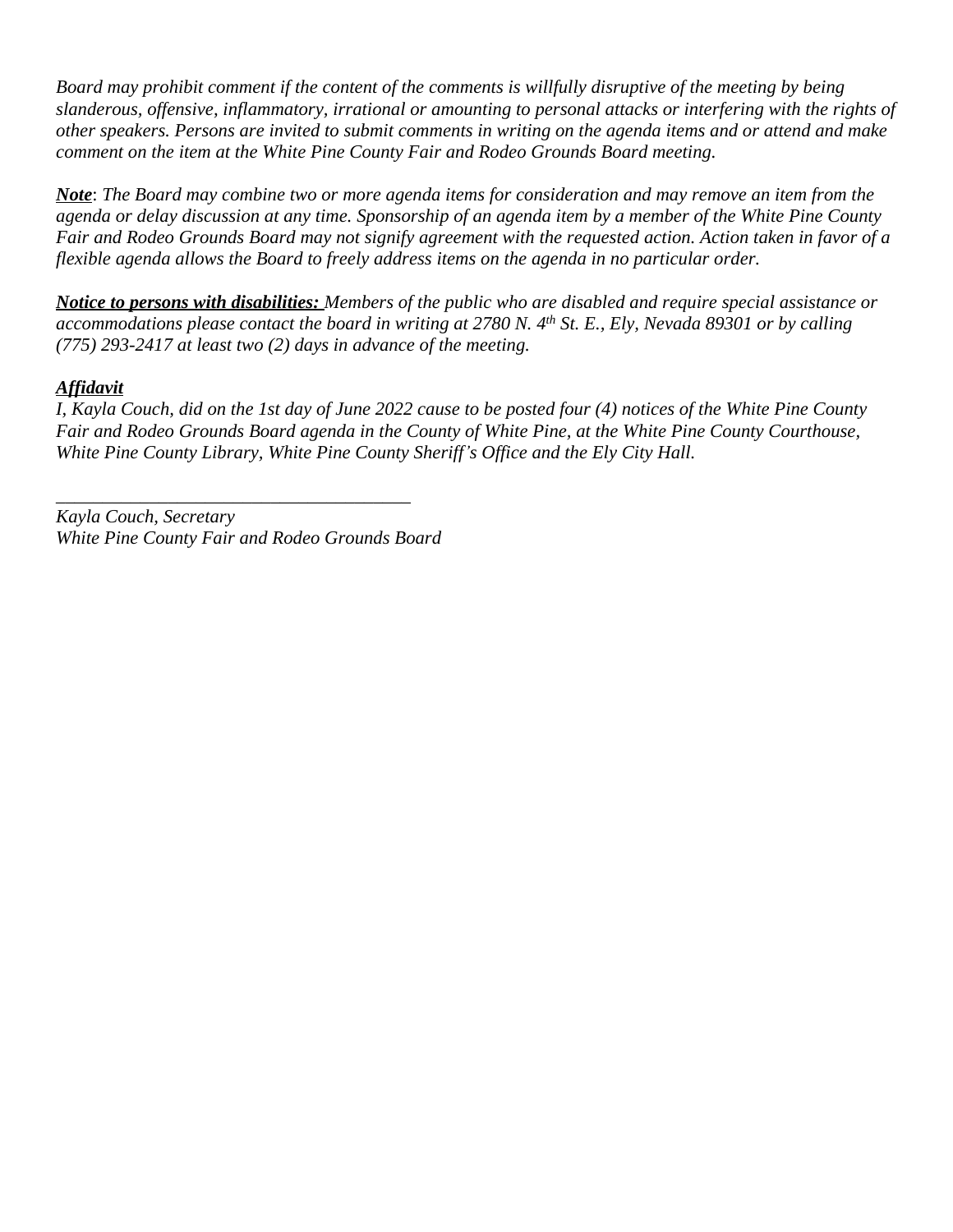*Board may prohibit comment if the content of the comments is willfully disruptive of the meeting by being slanderous, offensive, inflammatory, irrational or amounting to personal attacks or interfering with the rights of other speakers. Persons are invited to submit comments in writing on the agenda items and or attend and make comment on the item at the White Pine County Fair and Rodeo Grounds Board meeting.*

***Note***: *The Board may combine two or more agenda items for consideration and may remove an item from the agenda or delay discussion at any time. Sponsorship of an agenda item by a member of the White Pine County Fair and Rodeo Grounds Board may not signify agreement with the requested action. Action taken in favor of a flexible agenda allows the Board to freely address items on the agenda in no particular order.*

***Notice to persons with disabilities:*** *Members of the public who are disabled and require special assistance or accommodations please contact the board in writing at 2780 N. 4th St. E., Ely, Nevada 89301 or by calling (775) 293-2417 at least two (2) days in advance of the meeting.*

***Affidavit***

*I, Kayla Couch, did on the 1st day of June 2022 cause to be posted four (4) notices of the White Pine County Fair and Rodeo Grounds Board agenda in the County of White Pine, at the White Pine County Courthouse, White Pine County Library, White Pine County Sheriff's Office and the Ely City Hall.*

_______________________________________

*Kayla Couch, Secretary*
*White Pine County Fair and Rodeo Grounds Board*